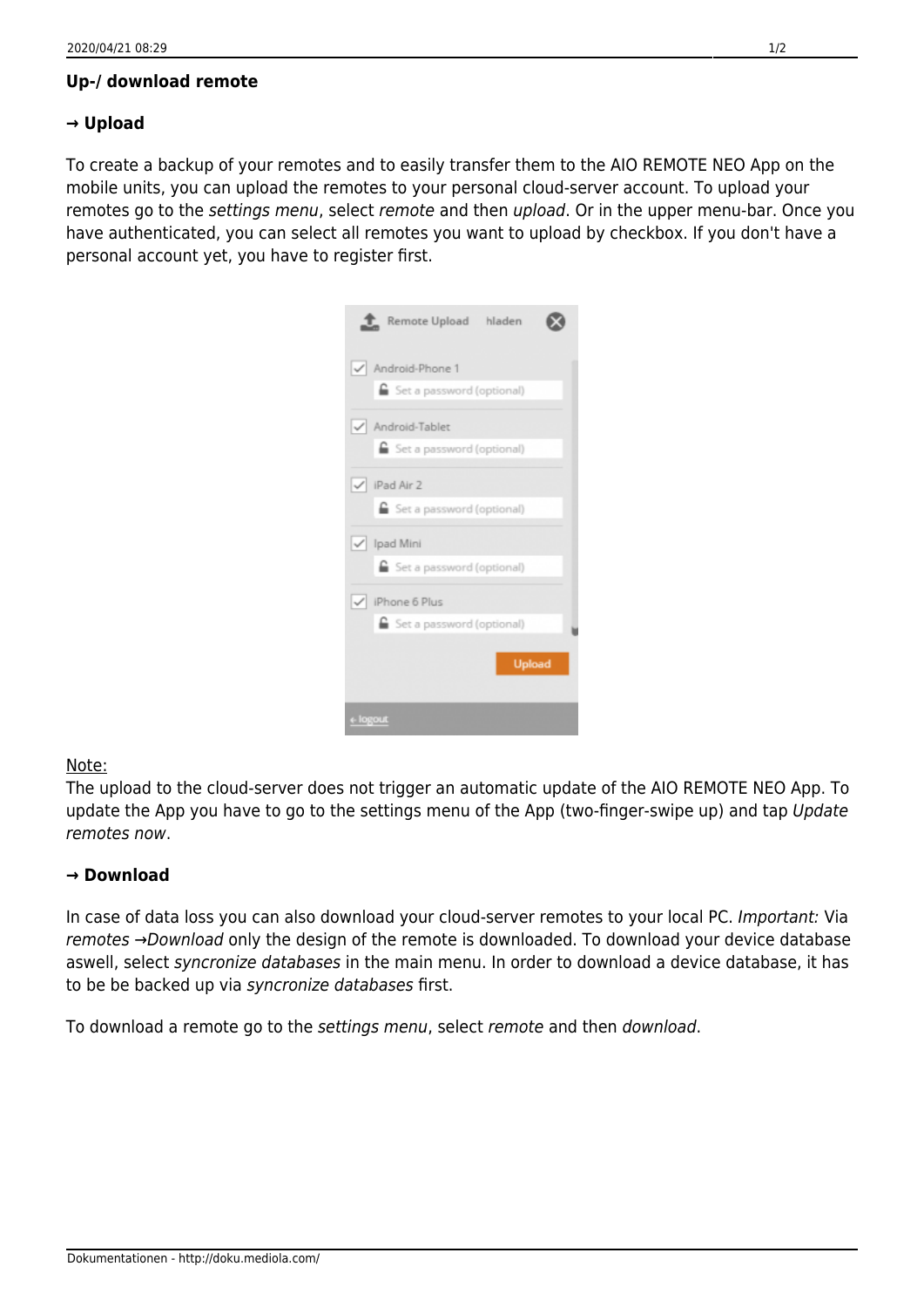## Up-/ download remote

### → Upload

To create a backup of your remotes and to easily transfer them to the AIO REMOTE NEO App on the mobile units, you can upload the remotes to your personal cloud-server account. To upload your remotes go to the *settings menu*, select *remote* and then *upload*. Or in the upper menu-bar. Once you have authenticated, you can select all remotes you want to upload by checkbox. If you don't have a personal account yet, you have to register first.

Note:
The upload to the cloud-server does not trigger an automatic update of the AIO REMOTE NEO App. To update the App you have to go to the settings menu of the App (two-finger-swipe up) and tap *Update remotes now*.

### → Download

In case of data loss you can also download your cloud-server remotes to your local PC. *Important:* Via *remotes →Download* only the design of the remote is downloaded. To download your device database aswell, select *syncronize databases* in the main menu. In order to download a device database, it has to be be backed up via *syncronize databases* first.

To download a remote go to the *settings menu*, select *remote* and then *download*.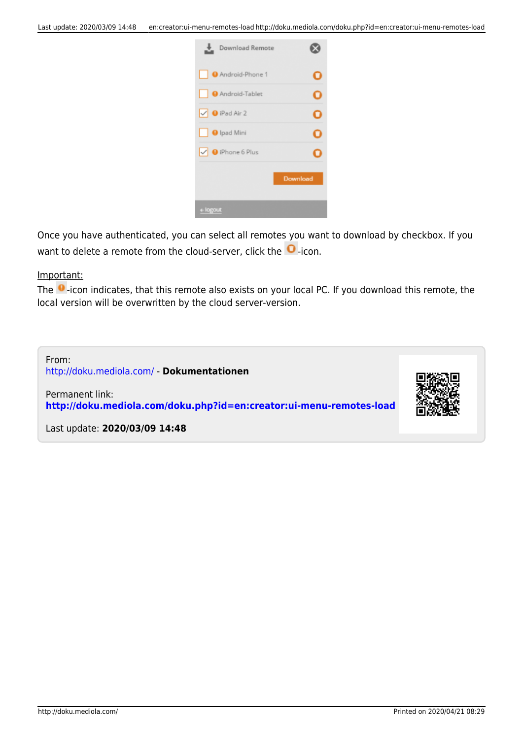Once you have authenticated, you can select all remotes you want to download by checkbox. If you want to delete a remote from the cloud-server, click the -icon.

Important:
The -icon indicates, that this remote also exists on your local PC. If you download this remote, the local version will be overwritten by the cloud server-version.

From:
http://doku.mediola.com/ - **Dokumentationen**

Permanent link:
**http://doku.mediola.com/doku.php?id=en:creator:ui-menu-remotes-load**

Last update: **2020/03/09 14:48**